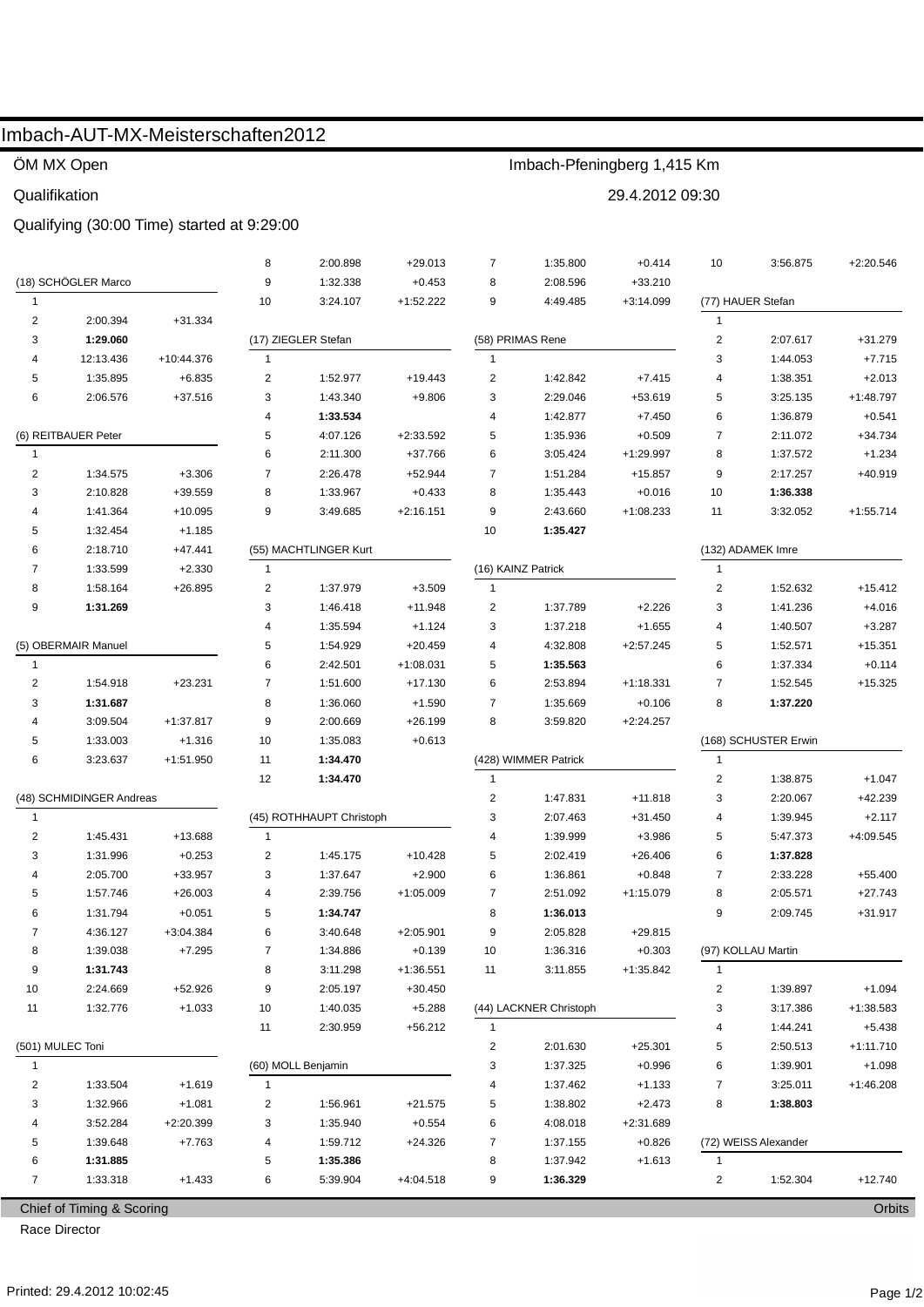# Imbach-AUT-MX-Meisterschaften2012

ÖM MX Open — Imbach-Pfeningberg 1,415 Km

Qualifikation — 29.4.2012 09:30

Qualifying (30:00 Time) started at 9:29:00

**(18) SCHÖGLER Marco**

| Lap | Time | Gap |
|---|---|---|
| 1 | | |
| 2 | 2:00.394 | +31.334 |
| 3 | **1:29.060** | |
| 4 | 12:13.436 | +10:44.376 |
| 5 | 1:35.895 | +6.835 |
| 6 | 2:06.576 | +37.516 |

**(6) REITBAUER Peter**

| Lap | Time | Gap |
|---|---|---|
| 1 | | |
| 2 | 1:34.575 | +3.306 |
| 3 | 2:10.828 | +39.559 |
| 4 | 1:41.364 | +10.095 |
| 5 | 1:32.454 | +1.185 |
| 6 | 2:18.710 | +47.441 |
| 7 | 1:33.599 | +2.330 |
| 8 | 1:58.164 | +26.895 |
| 9 | **1:31.269** | |

**(5) OBERMAIR Manuel**

| Lap | Time | Gap |
|---|---|---|
| 1 | | |
| 2 | 1:54.918 | +23.231 |
| 3 | **1:31.687** | |
| 4 | 3:09.504 | +1:37.817 |
| 5 | 1:33.003 | +1.316 |
| 6 | 3:23.637 | +1:51.950 |

**(48) SCHMIDINGER Andreas**

| Lap | Time | Gap |
|---|---|---|
| 1 | | |
| 2 | 1:45.431 | +13.688 |
| 3 | 1:31.996 | +0.253 |
| 4 | 2:05.700 | +33.957 |
| 5 | 1:57.746 | +26.003 |
| 6 | 1:31.794 | +0.051 |
| 7 | 4:36.127 | +3:04.384 |
| 8 | 1:39.038 | +7.295 |
| 9 | **1:31.743** | |
| 10 | 2:24.669 | +52.926 |
| 11 | 1:32.776 | +1.033 |

**(501) MULEC Toni**

| Lap | Time | Gap |
|---|---|---|
| 1 | | |
| 2 | 1:33.504 | +1.619 |
| 3 | 1:32.966 | +1.081 |
| 4 | 3:52.284 | +2:20.399 |
| 5 | 1:39.648 | +7.763 |
| 6 | **1:31.885** | |
| 7 | 1:33.318 | +1.433 |
| 8 | 2:00.898 | +29.013 |
| 9 | 1:32.338 | +0.453 |
| 10 | 3:24.107 | +1:52.222 |

**(17) ZIEGLER Stefan**

| Lap | Time | Gap |
|---|---|---|
| 1 | | |
| 2 | 1:52.977 | +19.443 |
| 3 | 1:43.340 | +9.806 |
| 4 | **1:33.534** | |
| 5 | 4:07.126 | +2:33.592 |
| 6 | 2:11.300 | +37.766 |
| 7 | 2:26.478 | +52.944 |
| 8 | 1:33.967 | +0.433 |
| 9 | 3:49.685 | +2:16.151 |

**(55) MACHTLINGER Kurt**

| Lap | Time | Gap |
|---|---|---|
| 1 | | |
| 2 | 1:37.979 | +3.509 |
| 3 | 1:46.418 | +11.948 |
| 4 | 1:35.594 | +1.124 |
| 5 | 1:54.929 | +20.459 |
| 6 | 2:42.501 | +1:08.031 |
| 7 | 1:51.600 | +17.130 |
| 8 | 1:36.060 | +1.590 |
| 9 | 2:00.669 | +26.199 |
| 10 | 1:35.083 | +0.613 |
| 11 | **1:34.470** | |
| 12 | **1:34.470** | |

**(45) ROTHHAUPT Christoph**

| Lap | Time | Gap |
|---|---|---|
| 1 | | |
| 2 | 1:45.175 | +10.428 |
| 3 | 1:37.647 | +2.900 |
| 4 | 2:39.756 | +1:05.009 |
| 5 | **1:34.747** | |
| 6 | 3:40.648 | +2:05.901 |
| 7 | 1:34.886 | +0.139 |
| 8 | 3:11.298 | +1:36.551 |
| 9 | 2:05.197 | +30.450 |
| 10 | 1:40.035 | +5.288 |
| 11 | 2:30.959 | +56.212 |

**(60) MOLL Benjamin**

| Lap | Time | Gap |
|---|---|---|
| 1 | | |
| 2 | 1:56.961 | +21.575 |
| 3 | 1:35.940 | +0.554 |
| 4 | 1:59.712 | +24.326 |
| 5 | **1:35.386** | |
| 6 | 5:39.904 | +4:04.518 |
| 7 | 1:35.800 | +0.414 |
| 8 | 2:08.596 | +33.210 |
| 9 | 4:49.485 | +3:14.099 |

**(58) PRIMAS Rene**

| Lap | Time | Gap |
|---|---|---|
| 1 | | |
| 2 | 1:42.842 | +7.415 |
| 3 | 2:29.046 | +53.619 |
| 4 | 1:42.877 | +7.450 |
| 5 | 1:35.936 | +0.509 |
| 6 | 3:05.424 | +1:29.997 |
| 7 | 1:51.284 | +15.857 |
| 8 | 1:35.443 | +0.016 |
| 9 | 2:43.660 | +1:08.233 |
| 10 | **1:35.427** | |

**(16) KAINZ Patrick**

| Lap | Time | Gap |
|---|---|---|
| 1 | | |
| 2 | 1:37.789 | +2.226 |
| 3 | 1:37.218 | +1.655 |
| 4 | 4:32.808 | +2:57.245 |
| 5 | **1:35.563** | |
| 6 | 2:53.894 | +1:18.331 |
| 7 | 1:35.669 | +0.106 |
| 8 | 3:59.820 | +2:24.257 |

**(428) WIMMER Patrick**

| Lap | Time | Gap |
|---|---|---|
| 1 | | |
| 2 | 1:47.831 | +11.818 |
| 3 | 2:07.463 | +31.450 |
| 4 | 1:39.999 | +3.986 |
| 5 | 2:02.419 | +26.406 |
| 6 | 1:36.861 | +0.848 |
| 7 | 2:51.092 | +1:15.079 |
| 8 | **1:36.013** | |
| 9 | 2:05.828 | +29.815 |
| 10 | 1:36.316 | +0.303 |
| 11 | 3:11.855 | +1:35.842 |

**(44) LACKNER Christoph**

| Lap | Time | Gap |
|---|---|---|
| 1 | | |
| 2 | 2:01.630 | +25.301 |
| 3 | 1:37.325 | +0.996 |
| 4 | 1:37.462 | +1.133 |
| 5 | 1:38.802 | +2.473 |
| 6 | 4:08.018 | +2:31.689 |
| 7 | 1:37.155 | +0.826 |
| 8 | 1:37.942 | +1.613 |
| 9 | **1:36.329** | |
| 10 | 3:56.875 | +2:20.546 |

**(77) HAUER Stefan**

| Lap | Time | Gap |
|---|---|---|
| 1 | | |
| 2 | 2:07.617 | +31.279 |
| 3 | 1:44.053 | +7.715 |
| 4 | 1:38.351 | +2.013 |
| 5 | 3:25.135 | +1:48.797 |
| 6 | 1:36.879 | +0.541 |
| 7 | 2:11.072 | +34.734 |
| 8 | 1:37.572 | +1.234 |
| 9 | 2:17.257 | +40.919 |
| 10 | **1:36.338** | |
| 11 | 3:32.052 | +1:55.714 |

**(132) ADAMEK Imre**

| Lap | Time | Gap |
|---|---|---|
| 1 | | |
| 2 | 1:52.632 | +15.412 |
| 3 | 1:41.236 | +4.016 |
| 4 | 1:40.507 | +3.287 |
| 5 | 1:52.571 | +15.351 |
| 6 | 1:37.334 | +0.114 |
| 7 | 1:52.545 | +15.325 |
| 8 | **1:37.220** | |

**(168) SCHUSTER Erwin**

| Lap | Time | Gap |
|---|---|---|
| 1 | | |
| 2 | 1:38.875 | +1.047 |
| 3 | 2:20.067 | +42.239 |
| 4 | 1:39.945 | +2.117 |
| 5 | 5:47.373 | +4:09.545 |
| 6 | **1:37.828** | |
| 7 | 2:33.228 | +55.400 |
| 8 | 2:05.571 | +27.743 |
| 9 | 2:09.745 | +31.917 |

**(97) KOLLAU Martin**

| Lap | Time | Gap |
|---|---|---|
| 1 | | |
| 2 | 1:39.897 | +1.094 |
| 3 | 3:17.386 | +1:38.583 |
| 4 | 1:44.241 | +5.438 |
| 5 | 2:50.513 | +1:11.710 |
| 6 | 1:39.901 | +1.098 |
| 7 | 3:25.011 | +1:46.208 |
| 8 | **1:38.803** | |

**(72) WEISS Alexander**

| Lap | Time | Gap |
|---|---|---|
| 1 | | |
| 2 | 1:52.304 | +12.740 |

Chief of Timing & Scoring — Orbits

Race Director

Printed: 29.4.2012 10:02:45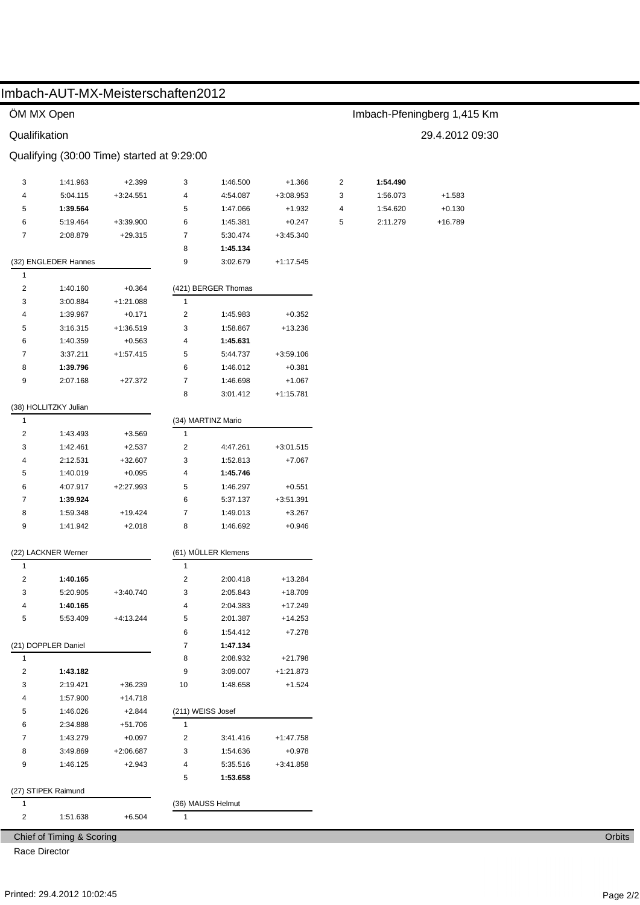# Imbach-AUT-MX-Meisterschaften2012

ÖM MX Open

Imbach-Pfeningberg 1,415 Km

Qualifikation

29.4.2012 09:30

Qualifying (30:00 Time) started at 9:29:00

| | | |
|---|---|---|
| 3 | 1:41.963 | +2.399 |
| 4 | 5:04.115 | +3:24.551 |
| 5 | **1:39.564** | |
| 6 | 5:19.464 | +3:39.900 |
| 7 | 2:08.879 | +29.315 |

(32) ENGLEDER Hannes

| | | |
|---|---|---|
| 1 | | |
| 2 | 1:40.160 | +0.364 |
| 3 | 3:00.884 | +1:21.088 |
| 4 | 1:39.967 | +0.171 |
| 5 | 3:16.315 | +1:36.519 |
| 6 | 1:40.359 | +0.563 |
| 7 | 3:37.211 | +1:57.415 |
| 8 | **1:39.796** | |
| 9 | 2:07.168 | +27.372 |

(38) HOLLITZKY Julian

| | | |
|---|---|---|
| 1 | | |
| 2 | 1:43.493 | +3.569 |
| 3 | 1:42.461 | +2.537 |
| 4 | 2:12.531 | +32.607 |
| 5 | 1:40.019 | +0.095 |
| 6 | 4:07.917 | +2:27.993 |
| 7 | **1:39.924** | |
| 8 | 1:59.348 | +19.424 |
| 9 | 1:41.942 | +2.018 |

(22) LACKNER Werner

| | | |
|---|---|---|
| 1 | | |
| 2 | **1:40.165** | |
| 3 | 5:20.905 | +3:40.740 |
| 4 | **1:40.165** | |
| 5 | 5:53.409 | +4:13.244 |

(21) DOPPLER Daniel

| | | |
|---|---|---|
| 1 | | |
| 2 | **1:43.182** | |
| 3 | 2:19.421 | +36.239 |
| 4 | 1:57.900 | +14.718 |
| 5 | 1:46.026 | +2.844 |
| 6 | 2:34.888 | +51.706 |
| 7 | 1:43.279 | +0.097 |
| 8 | 3:49.869 | +2:06.687 |
| 9 | 1:46.125 | +2.943 |

(27) STIPEK Raimund

| | | |
|---|---|---|
| 1 | | |
| 2 | 1:51.638 | +6.504 |

| | | |
|---|---|---|
| 3 | 1:46.500 | +1.366 |
| 4 | 4:54.087 | +3:08.953 |
| 5 | 1:47.066 | +1.932 |
| 6 | 1:45.381 | +0.247 |
| 7 | 5:30.474 | +3:45.340 |
| 8 | **1:45.134** | |
| 9 | 3:02.679 | +1:17.545 |

(421) BERGER Thomas

| | | |
|---|---|---|
| 1 | | |
| 2 | 1:45.983 | +0.352 |
| 3 | 1:58.867 | +13.236 |
| 4 | **1:45.631** | |
| 5 | 5:44.737 | +3:59.106 |
| 6 | 1:46.012 | +0.381 |
| 7 | 1:46.698 | +1.067 |
| 8 | 3:01.412 | +1:15.781 |

(34) MARTINZ Mario

| | | |
|---|---|---|
| 1 | | |
| 2 | 4:47.261 | +3:01.515 |
| 3 | 1:52.813 | +7.067 |
| 4 | **1:45.746** | |
| 5 | 1:46.297 | +0.551 |
| 6 | 5:37.137 | +3:51.391 |
| 7 | 1:49.013 | +3.267 |
| 8 | 1:46.692 | +0.946 |

(61) MÜLLER Klemens

| | | |
|---|---|---|
| 1 | | |
| 2 | 2:00.418 | +13.284 |
| 3 | 2:05.843 | +18.709 |
| 4 | 2:04.383 | +17.249 |
| 5 | 2:01.387 | +14.253 |
| 6 | 1:54.412 | +7.278 |
| 7 | **1:47.134** | |
| 8 | 2:08.932 | +21.798 |
| 9 | 3:09.007 | +1:21.873 |
| 10 | 1:48.658 | +1.524 |

(211) WEISS Josef

| | | |
|---|---|---|
| 1 | | |
| 2 | 3:41.416 | +1:47.758 |
| 3 | 1:54.636 | +0.978 |
| 4 | 5:35.516 | +3:41.858 |
| 5 | **1:53.658** | |

(36) MAUSS Helmut

| | | |
|---|---|---|
| 1 | | |
| 2 | **1:54.490** | |
| 3 | 1:56.073 | +1.583 |
| 4 | 1:54.620 | +0.130 |
| 5 | 2:11.279 | +16.789 |

Chief of Timing & Scoring

Orbits

Race Director

Printed: 29.4.2012 10:02:45